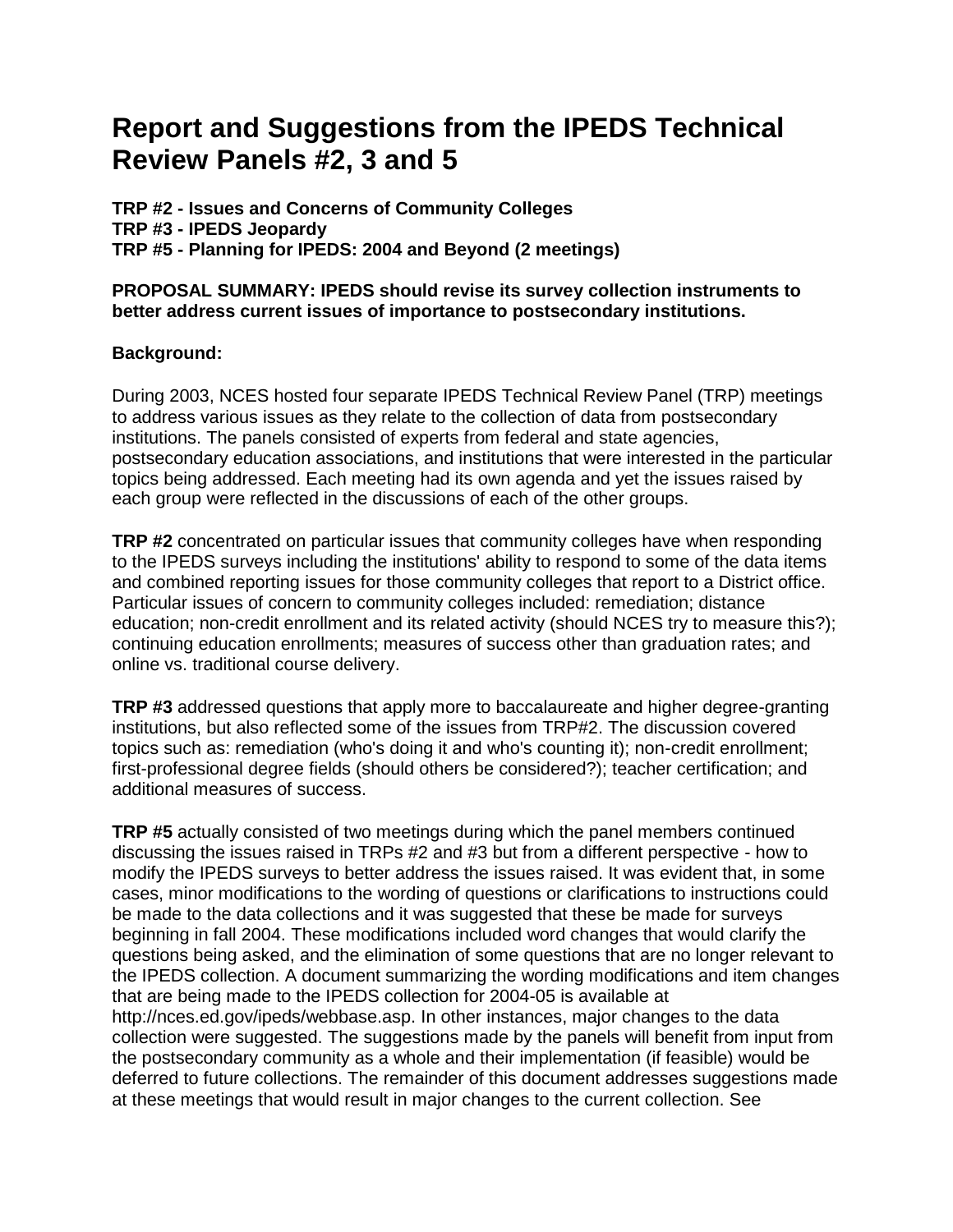# Report and Suggestions from the IPEDS Technical Review Panels #2, 3 and 5

**TRP #2 - Issues and Concerns of Community Colleges**
**TRP #3 - IPEDS Jeopardy**
**TRP #5 - Planning for IPEDS: 2004 and Beyond (2 meetings)**

**PROPOSAL SUMMARY: IPEDS should revise its survey collection instruments to better address current issues of importance to postsecondary institutions.**

**Background:**

During 2003, NCES hosted four separate IPEDS Technical Review Panel (TRP) meetings to address various issues as they relate to the collection of data from postsecondary institutions. The panels consisted of experts from federal and state agencies, postsecondary education associations, and institutions that were interested in the particular topics being addressed. Each meeting had its own agenda and yet the issues raised by each group were reflected in the discussions of each of the other groups.

**TRP #2** concentrated on particular issues that community colleges have when responding to the IPEDS surveys including the institutions' ability to respond to some of the data items and combined reporting issues for those community colleges that report to a District office. Particular issues of concern to community colleges included: remediation; distance education; non-credit enrollment and its related activity (should NCES try to measure this?); continuing education enrollments; measures of success other than graduation rates; and online vs. traditional course delivery.

**TRP #3** addressed questions that apply more to baccalaureate and higher degree-granting institutions, but also reflected some of the issues from TRP#2. The discussion covered topics such as: remediation (who's doing it and who's counting it); non-credit enrollment; first-professional degree fields (should others be considered?); teacher certification; and additional measures of success.

**TRP #5** actually consisted of two meetings during which the panel members continued discussing the issues raised in TRPs #2 and #3 but from a different perspective - how to modify the IPEDS surveys to better address the issues raised. It was evident that, in some cases, minor modifications to the wording of questions or clarifications to instructions could be made to the data collections and it was suggested that these be made for surveys beginning in fall 2004. These modifications included word changes that would clarify the questions being asked, and the elimination of some questions that are no longer relevant to the IPEDS collection. A document summarizing the wording modifications and item changes that are being made to the IPEDS collection for 2004-05 is available at http://nces.ed.gov/ipeds/webbase.asp. In other instances, major changes to the data collection were suggested. The suggestions made by the panels will benefit from input from the postsecondary community as a whole and their implementation (if feasible) would be deferred to future collections. The remainder of this document addresses suggestions made at these meetings that would result in major changes to the current collection. See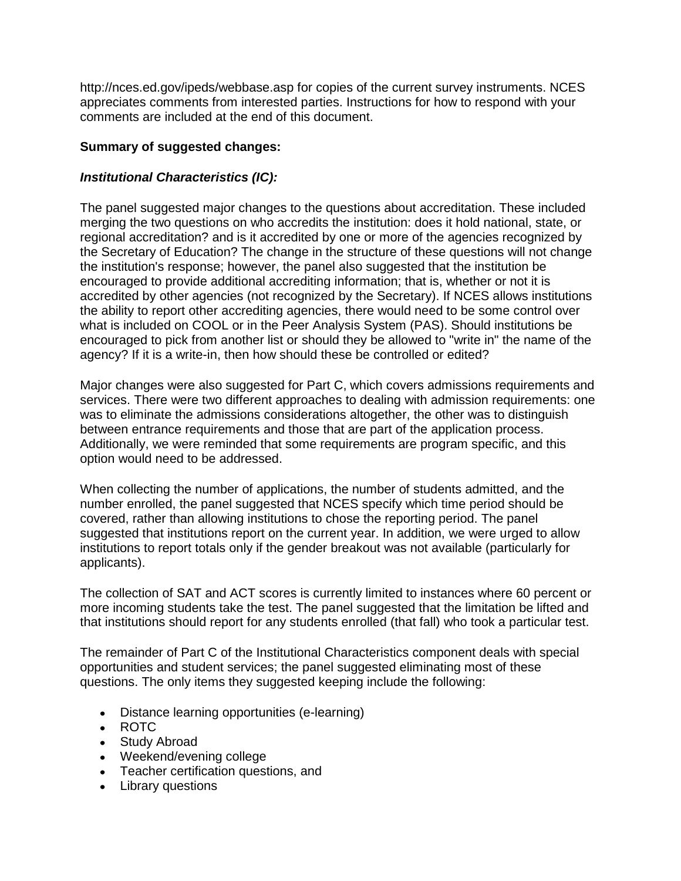http://nces.ed.gov/ipeds/webbase.asp for copies of the current survey instruments. NCES appreciates comments from interested parties. Instructions for how to respond with your comments are included at the end of this document.

**Summary of suggested changes:**

***Institutional Characteristics (IC):***

The panel suggested major changes to the questions about accreditation. These included merging the two questions on who accredits the institution: does it hold national, state, or regional accreditation? and is it accredited by one or more of the agencies recognized by the Secretary of Education? The change in the structure of these questions will not change the institution's response; however, the panel also suggested that the institution be encouraged to provide additional accrediting information; that is, whether or not it is accredited by other agencies (not recognized by the Secretary). If NCES allows institutions the ability to report other accrediting agencies, there would need to be some control over what is included on COOL or in the Peer Analysis System (PAS). Should institutions be encouraged to pick from another list or should they be allowed to "write in" the name of the agency? If it is a write-in, then how should these be controlled or edited?

Major changes were also suggested for Part C, which covers admissions requirements and services. There were two different approaches to dealing with admission requirements: one was to eliminate the admissions considerations altogether, the other was to distinguish between entrance requirements and those that are part of the application process. Additionally, we were reminded that some requirements are program specific, and this option would need to be addressed.

When collecting the number of applications, the number of students admitted, and the number enrolled, the panel suggested that NCES specify which time period should be covered, rather than allowing institutions to chose the reporting period. The panel suggested that institutions report on the current year. In addition, we were urged to allow institutions to report totals only if the gender breakout was not available (particularly for applicants).

The collection of SAT and ACT scores is currently limited to instances where 60 percent or more incoming students take the test. The panel suggested that the limitation be lifted and that institutions should report for any students enrolled (that fall) who took a particular test.

The remainder of Part C of the Institutional Characteristics component deals with special opportunities and student services; the panel suggested eliminating most of these questions. The only items they suggested keeping include the following:

- Distance learning opportunities (e-learning)
- ROTC
- Study Abroad
- Weekend/evening college
- Teacher certification questions, and
- Library questions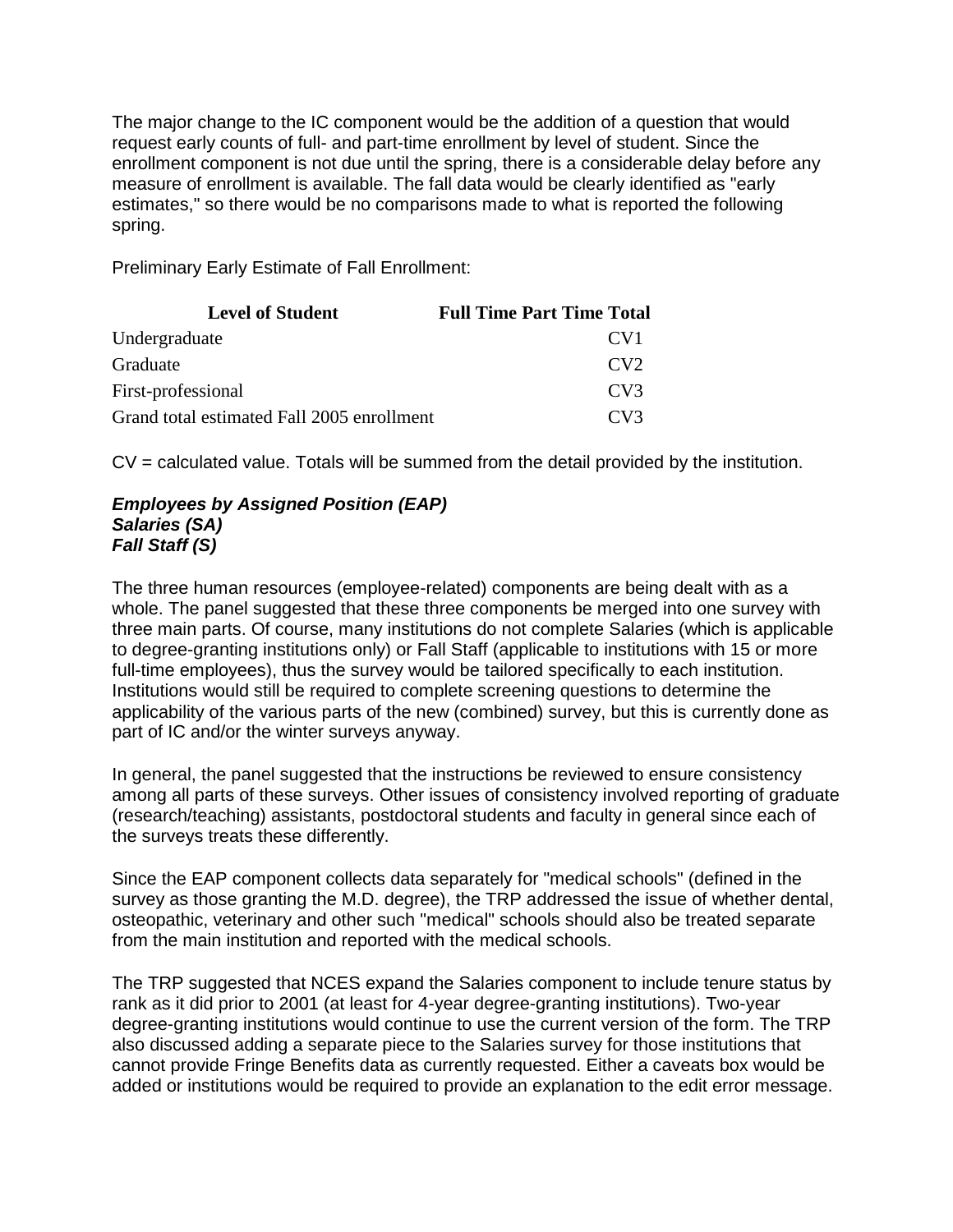The major change to the IC component would be the addition of a question that would request early counts of full- and part-time enrollment by level of student. Since the enrollment component is not due until the spring, there is a considerable delay before any measure of enrollment is available. The fall data would be clearly identified as "early estimates," so there would be no comparisons made to what is reported the following spring.

Preliminary Early Estimate of Fall Enrollment:

| Level of Student | Full Time | Part Time | Total |
|---|---|---|---|
| Undergraduate | | | CV1 |
| Graduate | | | CV2 |
| First-professional | | | CV3 |
| Grand total estimated Fall 2005 enrollment | | | CV3 |

CV = calculated value. Totals will be summed from the detail provided by the institution.

***Employees by Assigned Position (EAP)***
***Salaries (SA)***
***Fall Staff (S)***

The three human resources (employee-related) components are being dealt with as a whole. The panel suggested that these three components be merged into one survey with three main parts. Of course, many institutions do not complete Salaries (which is applicable to degree-granting institutions only) or Fall Staff (applicable to institutions with 15 or more full-time employees), thus the survey would be tailored specifically to each institution. Institutions would still be required to complete screening questions to determine the applicability of the various parts of the new (combined) survey, but this is currently done as part of IC and/or the winter surveys anyway.

In general, the panel suggested that the instructions be reviewed to ensure consistency among all parts of these surveys. Other issues of consistency involved reporting of graduate (research/teaching) assistants, postdoctoral students and faculty in general since each of the surveys treats these differently.

Since the EAP component collects data separately for "medical schools" (defined in the survey as those granting the M.D. degree), the TRP addressed the issue of whether dental, osteopathic, veterinary and other such "medical" schools should also be treated separate from the main institution and reported with the medical schools.

The TRP suggested that NCES expand the Salaries component to include tenure status by rank as it did prior to 2001 (at least for 4-year degree-granting institutions). Two-year degree-granting institutions would continue to use the current version of the form. The TRP also discussed adding a separate piece to the Salaries survey for those institutions that cannot provide Fringe Benefits data as currently requested. Either a caveats box would be added or institutions would be required to provide an explanation to the edit error message.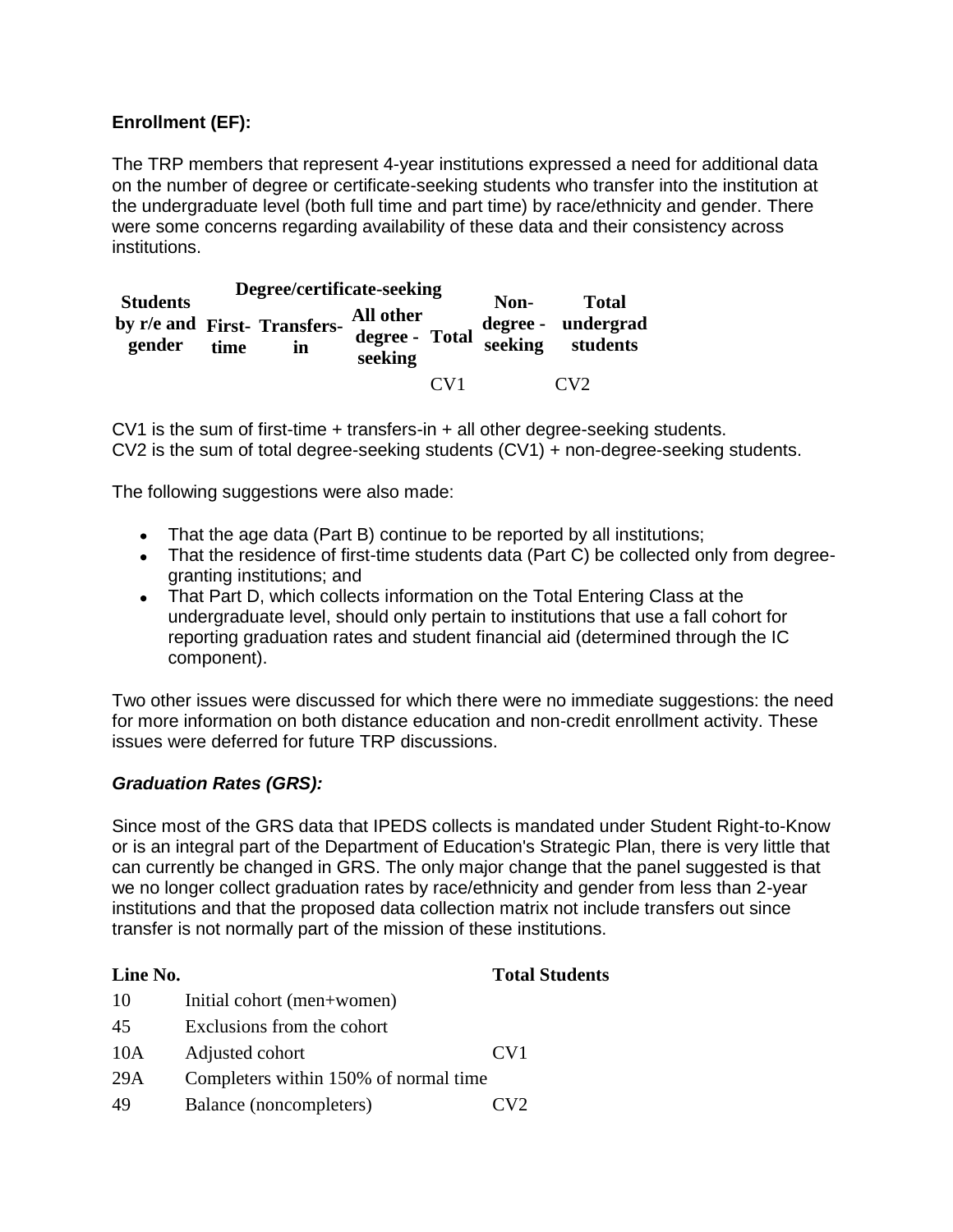**Enrollment (EF):**

The TRP members that represent 4-year institutions expressed a need for additional data on the number of degree or certificate-seeking students who transfer into the institution at the undergraduate level (both full time and part time) by race/ethnicity and gender. There were some concerns regarding availability of these data and their consistency across institutions.

| Students by r/e and gender | Degree/certificate-seeking | | | | Non-degree - seeking | Total undergrad students |
|---|---|---|---|---|---|---|
| | First-time | Transfers-in | All other degree - seeking | Total | | |
| | | | | CV1 | | CV2 |

CV1 is the sum of first-time + transfers-in + all other degree-seeking students.
CV2 is the sum of total degree-seeking students (CV1) + non-degree-seeking students.

The following suggestions were also made:

- That the age data (Part B) continue to be reported by all institutions;
- That the residence of first-time students data (Part C) be collected only from degree-granting institutions; and
- That Part D, which collects information on the Total Entering Class at the undergraduate level, should only pertain to institutions that use a fall cohort for reporting graduation rates and student financial aid (determined through the IC component).

Two other issues were discussed for which there were no immediate suggestions: the need for more information on both distance education and non-credit enrollment activity. These issues were deferred for future TRP discussions.

***Graduation Rates (GRS):***

Since most of the GRS data that IPEDS collects is mandated under Student Right-to-Know or is an integral part of the Department of Education's Strategic Plan, there is very little that can currently be changed in GRS. The only major change that the panel suggested is that we no longer collect graduation rates by race/ethnicity and gender from less than 2-year institutions and that the proposed data collection matrix not include transfers out since transfer is not normally part of the mission of these institutions.

| Line No. | | Total Students |
|---|---|---|
| 10 | Initial cohort (men+women) | |
| 45 | Exclusions from the cohort | |
| 10A | Adjusted cohort | CV1 |
| 29A | Completers within 150% of normal time | |
| 49 | Balance (noncompleters) | CV2 |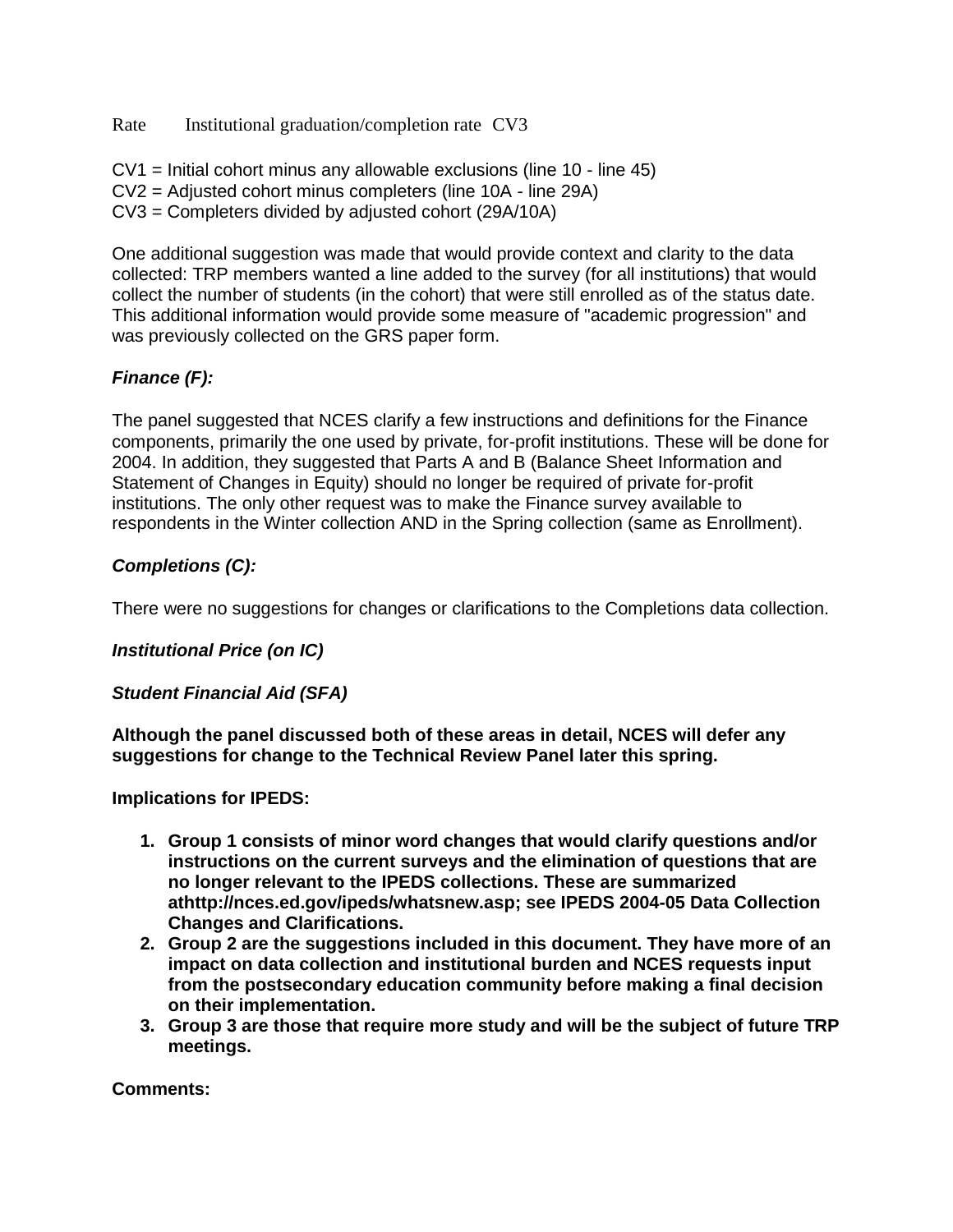Rate Institutional graduation/completion rate CV3

CV1 = Initial cohort minus any allowable exclusions (line 10 - line 45)
CV2 = Adjusted cohort minus completers (line 10A - line 29A)
CV3 = Completers divided by adjusted cohort (29A/10A)

One additional suggestion was made that would provide context and clarity to the data collected: TRP members wanted a line added to the survey (for all institutions) that would collect the number of students (in the cohort) that were still enrolled as of the status date. This additional information would provide some measure of "academic progression" and was previously collected on the GRS paper form.

***Finance (F):***

The panel suggested that NCES clarify a few instructions and definitions for the Finance components, primarily the one used by private, for-profit institutions. These will be done for 2004. In addition, they suggested that Parts A and B (Balance Sheet Information and Statement of Changes in Equity) should no longer be required of private for-profit institutions. The only other request was to make the Finance survey available to respondents in the Winter collection AND in the Spring collection (same as Enrollment).

***Completions (C):***

There were no suggestions for changes or clarifications to the Completions data collection.

***Institutional Price (on IC)***

***Student Financial Aid (SFA)***

**Although the panel discussed both of these areas in detail, NCES will defer any suggestions for change to the Technical Review Panel later this spring.**

**Implications for IPEDS:**

1. **Group 1 consists of minor word changes that would clarify questions and/or instructions on the current surveys and the elimination of questions that are no longer relevant to the IPEDS collections. These are summarized athttp://nces.ed.gov/ipeds/whatsnew.asp; see IPEDS 2004-05 Data Collection Changes and Clarifications.**
2. **Group 2 are the suggestions included in this document. They have more of an impact on data collection and institutional burden and NCES requests input from the postsecondary education community before making a final decision on their implementation.**
3. **Group 3 are those that require more study and will be the subject of future TRP meetings.**

**Comments:**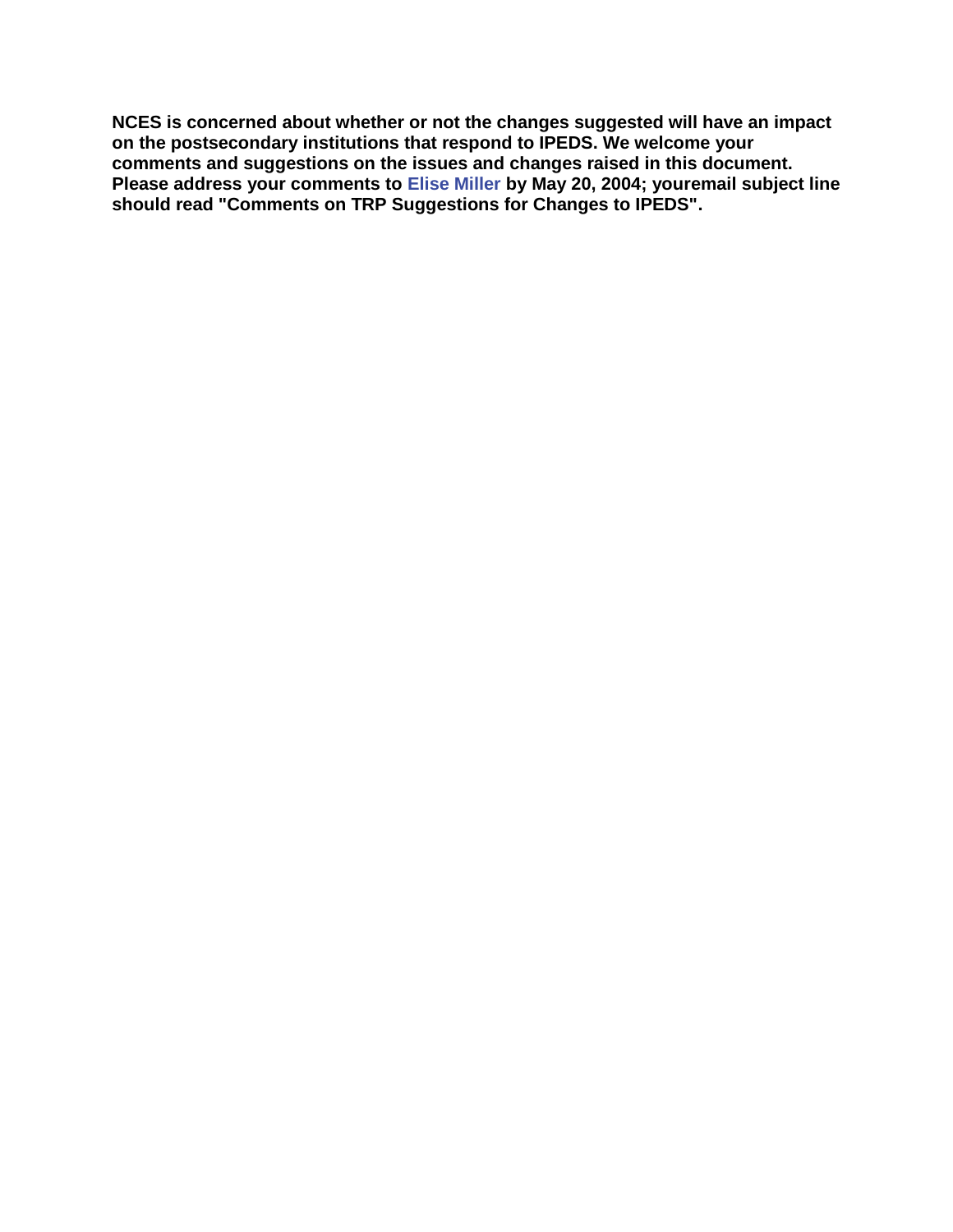**NCES is concerned about whether or not the changes suggested will have an impact on the postsecondary institutions that respond to IPEDS. We welcome your comments and suggestions on the issues and changes raised in this document. Please address your comments to Elise Miller by May 20, 2004; youremail subject line should read "Comments on TRP Suggestions for Changes to IPEDS".**